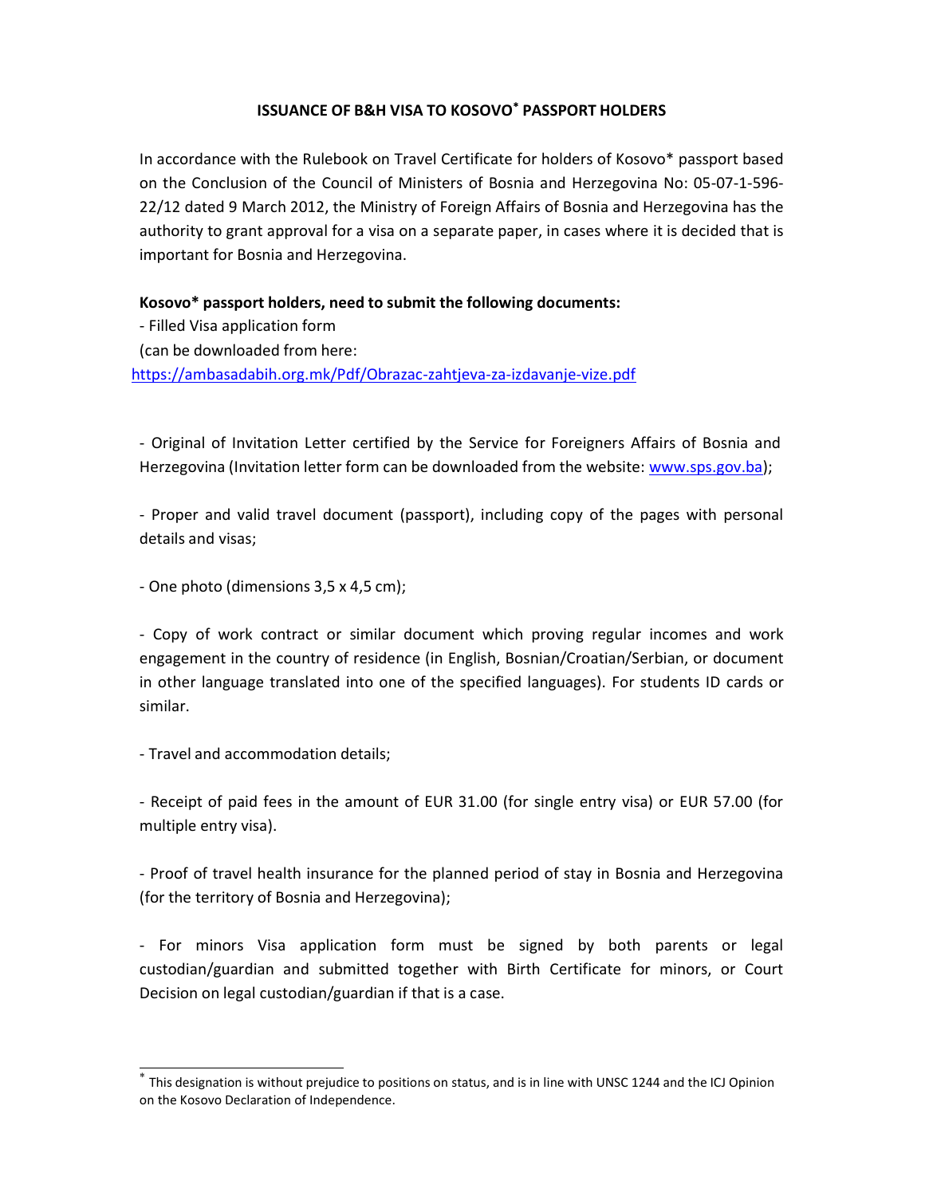# ISSUANCE OF B&H VISA TO KOSOVO* PASSPORT HOLDERS

In accordance with the Rulebook on Travel Certificate for holders of Kosovo* passport based on the Conclusion of the Council of Ministers of Bosnia and Herzegovina No: 05-07-1-596-22/12 dated 9 March 2012, the Ministry of Foreign Affairs of Bosnia and Herzegovina has the authority to grant approval for a visa on a separate paper, in cases where it is decided that is important for Bosnia and Herzegovina.

**Kosovo* passport holders, need to submit the following documents:**

- Filled Visa application form
(can be downloaded from here:
https://ambasadabih.org.mk/Pdf/Obrazac-zahtjeva-za-izdavanje-vize.pdf

- Original of Invitation Letter certified by the Service for Foreigners Affairs of Bosnia and Herzegovina (Invitation letter form can be downloaded from the website: www.sps.gov.ba);

- Proper and valid travel document (passport), including copy of the pages with personal details and visas;

- One photo (dimensions 3,5 x 4,5 cm);

- Copy of work contract or similar document which proving regular incomes and work engagement in the country of residence (in English, Bosnian/Croatian/Serbian, or document in other language translated into one of the specified languages). For students ID cards or similar.

- Travel and accommodation details;

- Receipt of paid fees in the amount of EUR 31.00 (for single entry visa) or EUR 57.00 (for multiple entry visa).

- Proof of travel health insurance for the planned period of stay in Bosnia and Herzegovina (for the territory of Bosnia and Herzegovina);

- For minors Visa application form must be signed by both parents or legal custodian/guardian and submitted together with Birth Certificate for minors, or Court Decision on legal custodian/guardian if that is a case.

---

* This designation is without prejudice to positions on status, and is in line with UNSC 1244 and the ICJ Opinion on the Kosovo Declaration of Independence.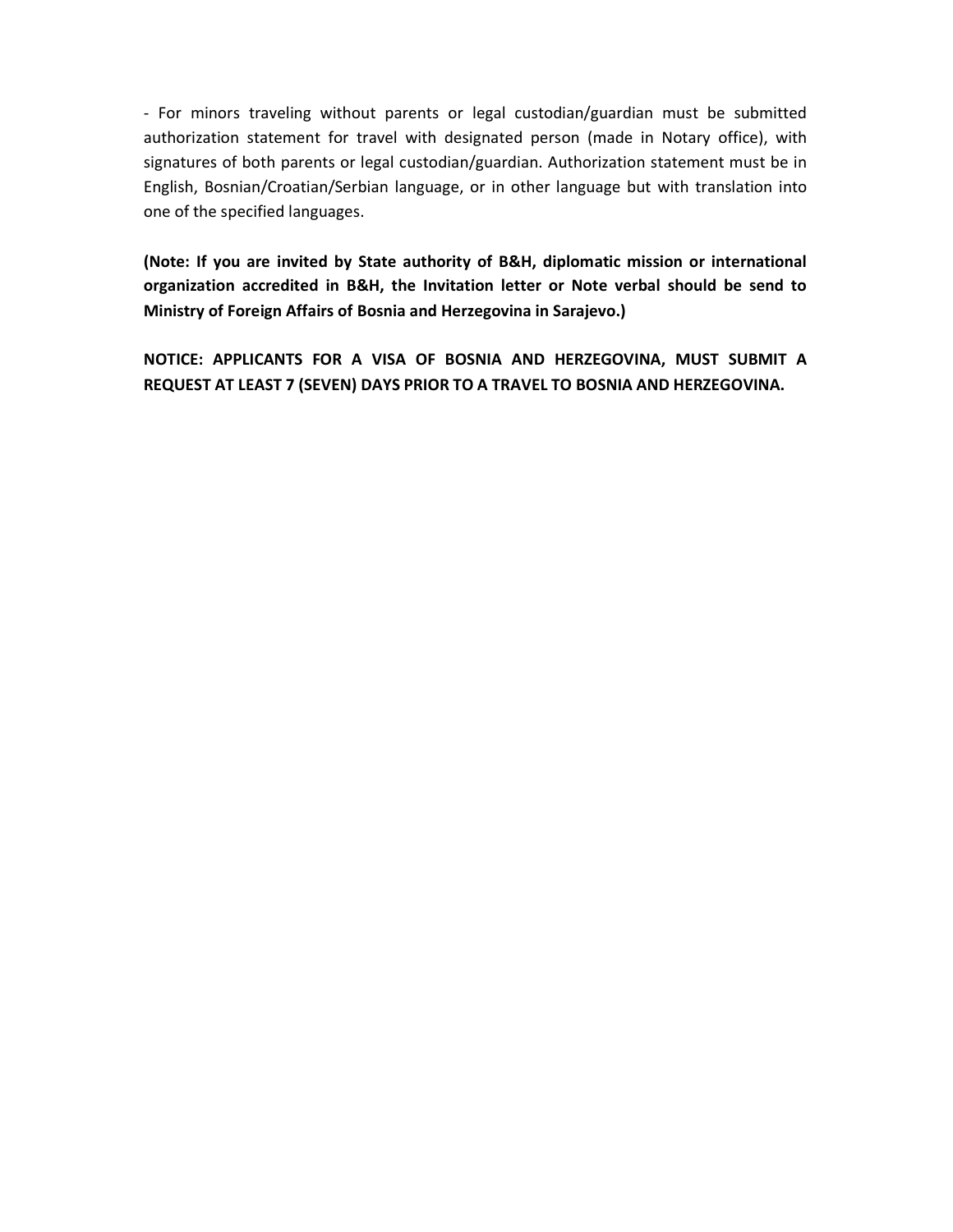- For minors traveling without parents or legal custodian/guardian must be submitted authorization statement for travel with designated person (made in Notary office), with signatures of both parents or legal custodian/guardian. Authorization statement must be in English, Bosnian/Croatian/Serbian language, or in other language but with translation into one of the specified languages.

**(Note: If you are invited by State authority of B&H, diplomatic mission or international organization accredited in B&H, the Invitation letter or Note verbal should be send to Ministry of Foreign Affairs of Bosnia and Herzegovina in Sarajevo.)**

**NOTICE: APPLICANTS FOR A VISA OF BOSNIA AND HERZEGOVINA, MUST SUBMIT A REQUEST AT LEAST 7 (SEVEN) DAYS PRIOR TO A TRAVEL TO BOSNIA AND HERZEGOVINA.**